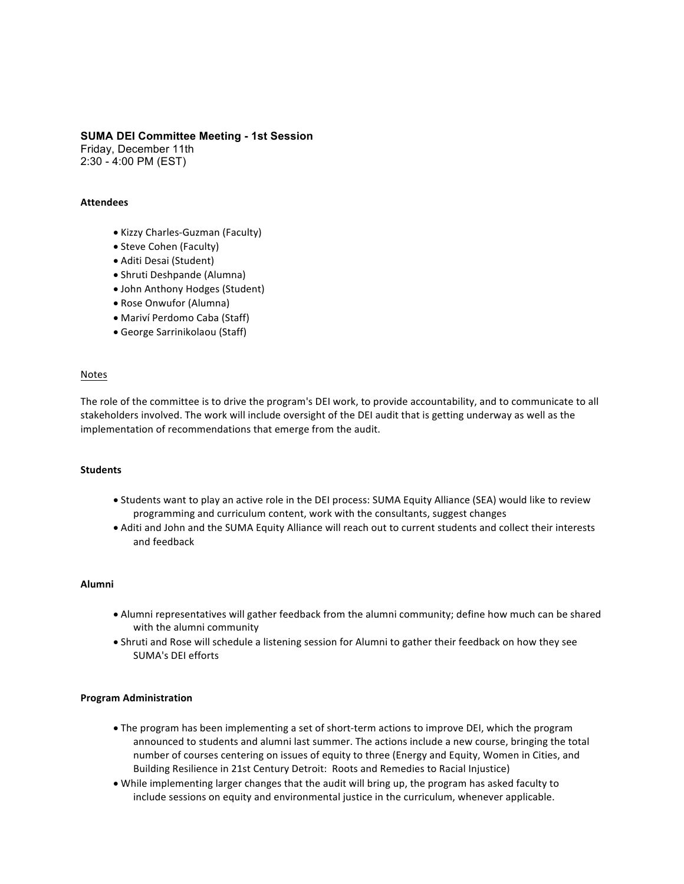**SUMA DEI Committee Meeting - 1st Session**
Friday, December 11th
2:30 - 4:00 PM (EST)

**Attendees**

- Kizzy Charles-Guzman (Faculty)
- Steve Cohen (Faculty)
- Aditi Desai (Student)
- Shruti Deshpande (Alumna)
- John Anthony Hodges (Student)
- Rose Onwufor (Alumna)
- Mariví Perdomo Caba (Staff)
- George Sarrinikolaou (Staff)

Notes

The role of the committee is to drive the program's DEI work, to provide accountability, and to communicate to all stakeholders involved. The work will include oversight of the DEI audit that is getting underway as well as the implementation of recommendations that emerge from the audit.

**Students**

- Students want to play an active role in the DEI process: SUMA Equity Alliance (SEA) would like to review programming and curriculum content, work with the consultants, suggest changes
- Aditi and John and the SUMA Equity Alliance will reach out to current students and collect their interests and feedback

**Alumni**

- Alumni representatives will gather feedback from the alumni community; define how much can be shared with the alumni community
- Shruti and Rose will schedule a listening session for Alumni to gather their feedback on how they see SUMA's DEI efforts

**Program Administration**

- The program has been implementing a set of short-term actions to improve DEI, which the program announced to students and alumni last summer. The actions include a new course, bringing the total number of courses centering on issues of equity to three (Energy and Equity, Women in Cities, and Building Resilience in 21st Century Detroit: Roots and Remedies to Racial Injustice)
- While implementing larger changes that the audit will bring up, the program has asked faculty to include sessions on equity and environmental justice in the curriculum, whenever applicable.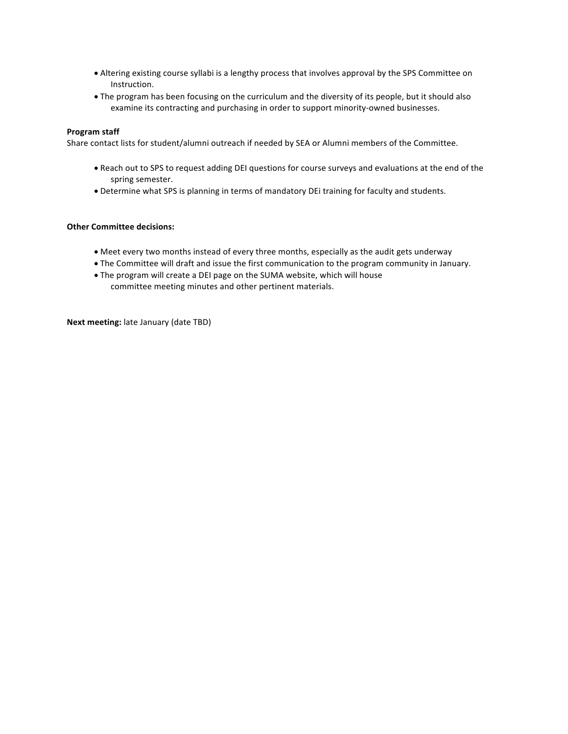- Altering existing course syllabi is a lengthy process that involves approval by the SPS Committee on Instruction.
- The program has been focusing on the curriculum and the diversity of its people, but it should also examine its contracting and purchasing in order to support minority-owned businesses.

**Program staff**

Share contact lists for student/alumni outreach if needed by SEA or Alumni members of the Committee.

- Reach out to SPS to request adding DEI questions for course surveys and evaluations at the end of the spring semester.
- Determine what SPS is planning in terms of mandatory DEi training for faculty and students.

**Other Committee decisions:**

- Meet every two months instead of every three months, especially as the audit gets underway
- The Committee will draft and issue the first communication to the program community in January.
- The program will create a DEI page on the SUMA website, which will house committee meeting minutes and other pertinent materials.

**Next meeting:** late January (date TBD)